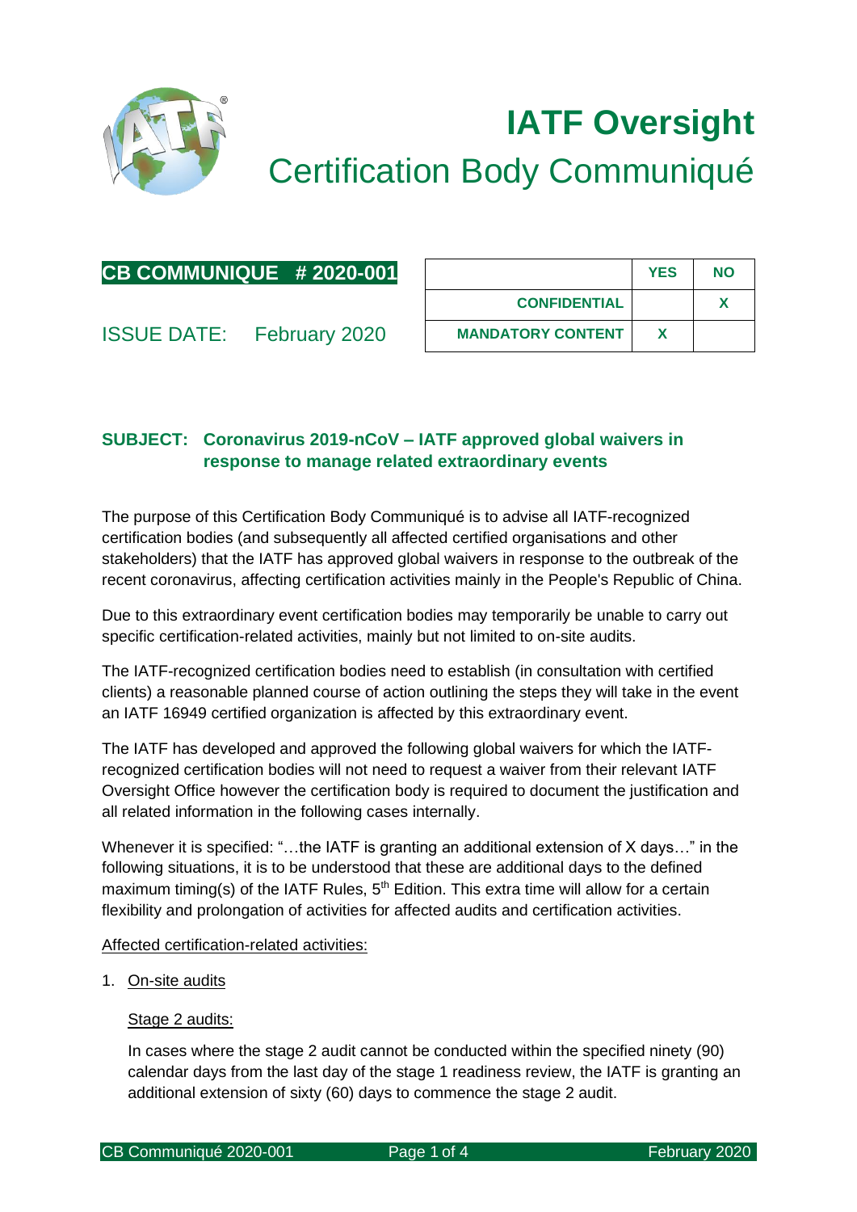# IATF Oversight

## Certification Body Communiqué

**CB COMMUNIQUE # 2020-001**

ISSUE DATE: February 2020

| | YES | NO |
|---|---|---|
| CONFIDENTIAL | | X |
| MANDATORY CONTENT | X | |

**SUBJECT: Coronavirus 2019-nCoV – IATF approved global waivers in response to manage related extraordinary events**

The purpose of this Certification Body Communiqué is to advise all IATF-recognized certification bodies (and subsequently all affected certified organisations and other stakeholders) that the IATF has approved global waivers in response to the outbreak of the recent coronavirus, affecting certification activities mainly in the People's Republic of China.

Due to this extraordinary event certification bodies may temporarily be unable to carry out specific certification-related activities, mainly but not limited to on-site audits.

The IATF-recognized certification bodies need to establish (in consultation with certified clients) a reasonable planned course of action outlining the steps they will take in the event an IATF 16949 certified organization is affected by this extraordinary event.

The IATF has developed and approved the following global waivers for which the IATF-recognized certification bodies will not need to request a waiver from their relevant IATF Oversight Office however the certification body is required to document the justification and all related information in the following cases internally.

Whenever it is specified: "…the IATF is granting an additional extension of X days…" in the following situations, it is to be understood that these are additional days to the defined maximum timing(s) of the IATF Rules, 5th Edition. This extra time will allow for a certain flexibility and prolongation of activities for affected audits and certification activities.

Affected certification-related activities:

1. On-site audits

   Stage 2 audits:

   In cases where the stage 2 audit cannot be conducted within the specified ninety (90) calendar days from the last day of the stage 1 readiness review, the IATF is granting an additional extension of sixty (60) days to commence the stage 2 audit.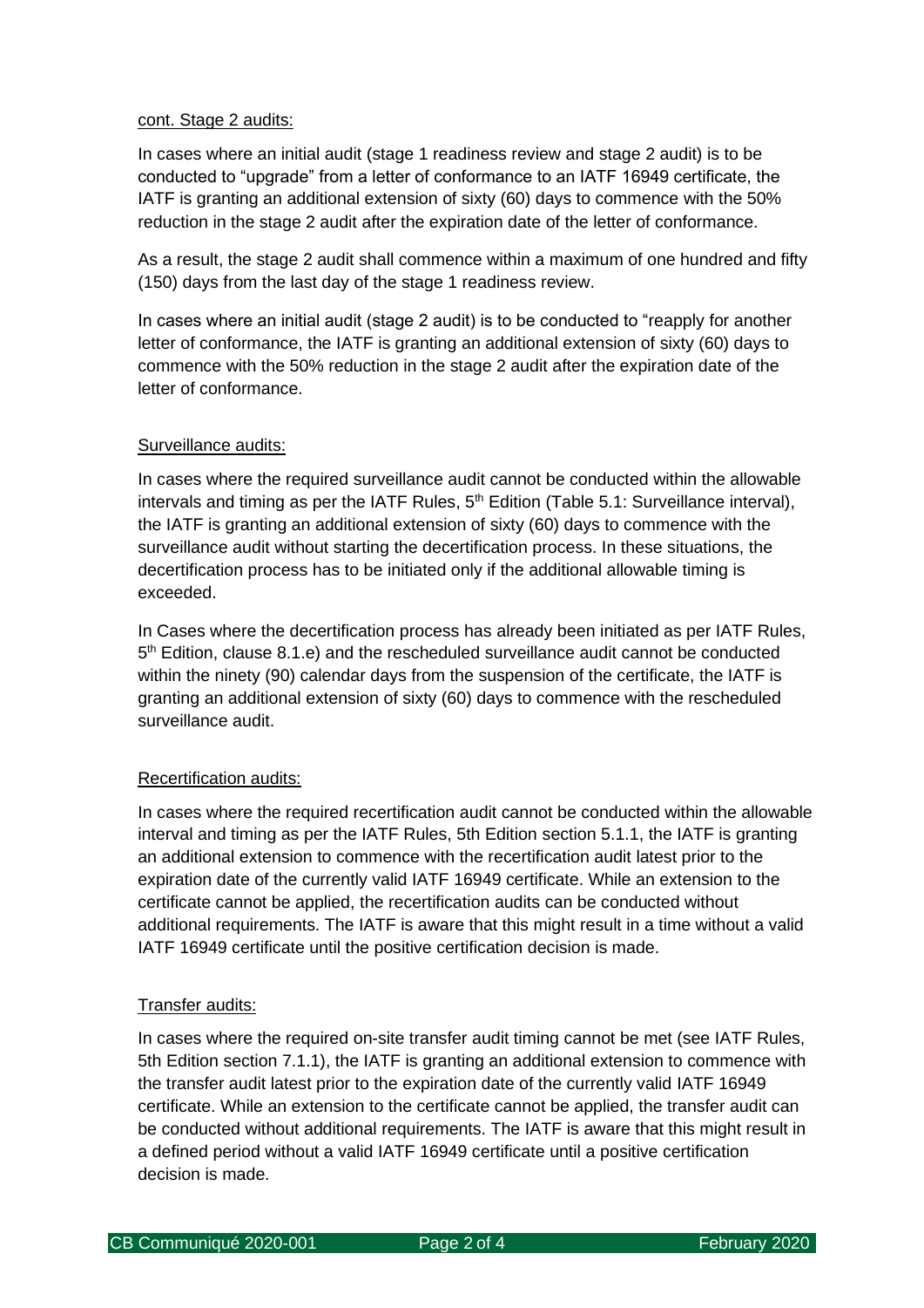cont. Stage 2 audits:

In cases where an initial audit (stage 1 readiness review and stage 2 audit) is to be conducted to "upgrade" from a letter of conformance to an IATF 16949 certificate, the IATF is granting an additional extension of sixty (60) days to commence with the 50% reduction in the stage 2 audit after the expiration date of the letter of conformance.

As a result, the stage 2 audit shall commence within a maximum of one hundred and fifty (150) days from the last day of the stage 1 readiness review.

In cases where an initial audit (stage 2 audit) is to be conducted to "reapply for another letter of conformance, the IATF is granting an additional extension of sixty (60) days to commence with the 50% reduction in the stage 2 audit after the expiration date of the letter of conformance.

Surveillance audits:

In cases where the required surveillance audit cannot be conducted within the allowable intervals and timing as per the IATF Rules, 5th Edition (Table 5.1: Surveillance interval), the IATF is granting an additional extension of sixty (60) days to commence with the surveillance audit without starting the decertification process. In these situations, the decertification process has to be initiated only if the additional allowable timing is exceeded.

In Cases where the decertification process has already been initiated as per IATF Rules, 5th Edition, clause 8.1.e) and the rescheduled surveillance audit cannot be conducted within the ninety (90) calendar days from the suspension of the certificate, the IATF is granting an additional extension of sixty (60) days to commence with the rescheduled surveillance audit.

Recertification audits:

In cases where the required recertification audit cannot be conducted within the allowable interval and timing as per the IATF Rules, 5th Edition section 5.1.1, the IATF is granting an additional extension to commence with the recertification audit latest prior to the expiration date of the currently valid IATF 16949 certificate. While an extension to the certificate cannot be applied, the recertification audits can be conducted without additional requirements. The IATF is aware that this might result in a time without a valid IATF 16949 certificate until the positive certification decision is made.

Transfer audits:

In cases where the required on-site transfer audit timing cannot be met (see IATF Rules, 5th Edition section 7.1.1), the IATF is granting an additional extension to commence with the transfer audit latest prior to the expiration date of the currently valid IATF 16949 certificate. While an extension to the certificate cannot be applied, the transfer audit can be conducted without additional requirements. The IATF is aware that this might result in a defined period without a valid IATF 16949 certificate until a positive certification decision is made.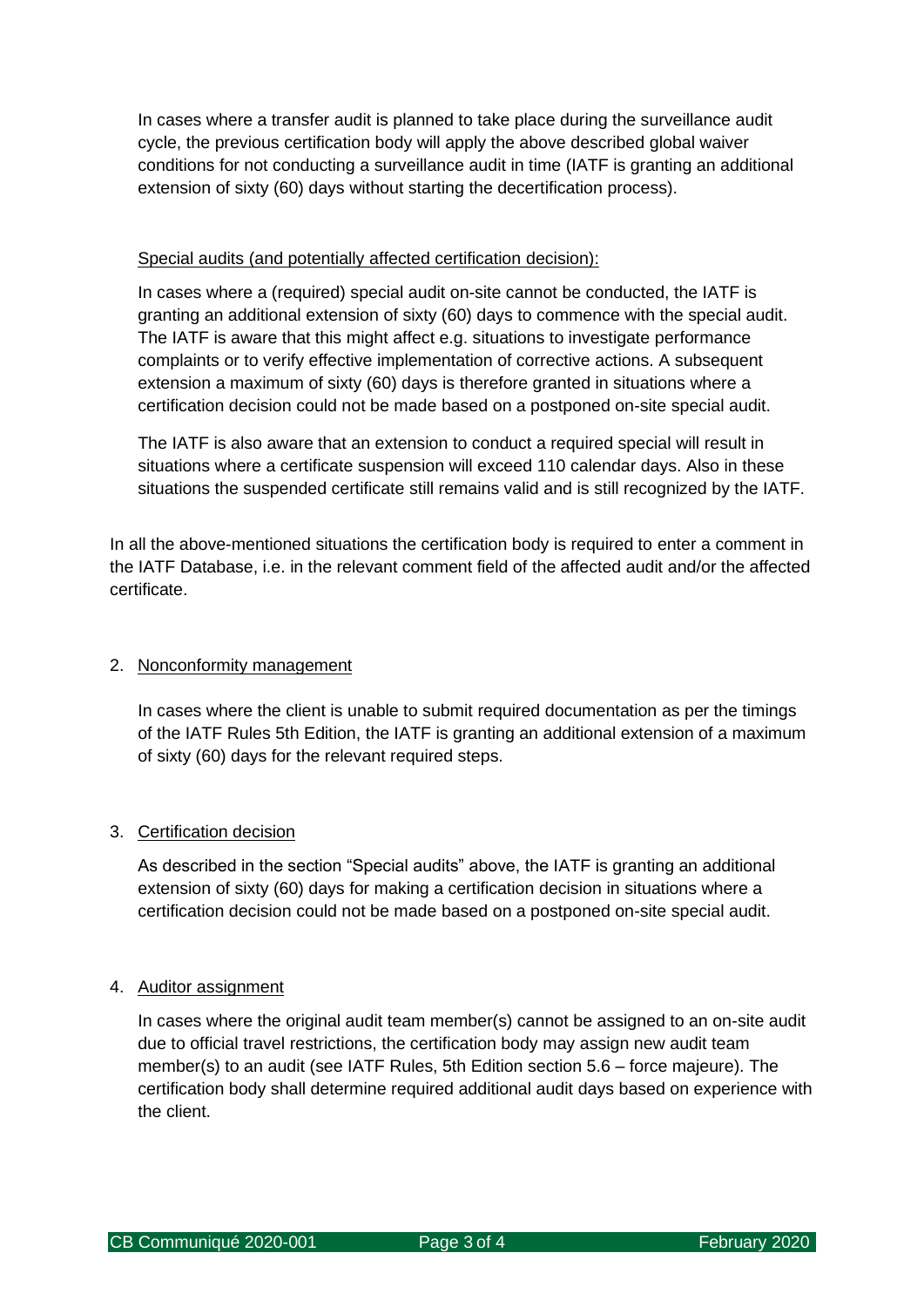In cases where a transfer audit is planned to take place during the surveillance audit cycle, the previous certification body will apply the above described global waiver conditions for not conducting a surveillance audit in time (IATF is granting an additional extension of sixty (60) days without starting the decertification process).

Special audits (and potentially affected certification decision):

In cases where a (required) special audit on-site cannot be conducted, the IATF is granting an additional extension of sixty (60) days to commence with the special audit. The IATF is aware that this might affect e.g. situations to investigate performance complaints or to verify effective implementation of corrective actions. A subsequent extension a maximum of sixty (60) days is therefore granted in situations where a certification decision could not be made based on a postponed on-site special audit.

The IATF is also aware that an extension to conduct a required special will result in situations where a certificate suspension will exceed 110 calendar days. Also in these situations the suspended certificate still remains valid and is still recognized by the IATF.

In all the above-mentioned situations the certification body is required to enter a comment in the IATF Database, i.e. in the relevant comment field of the affected audit and/or the affected certificate.

2. Nonconformity management

   In cases where the client is unable to submit required documentation as per the timings of the IATF Rules 5th Edition, the IATF is granting an additional extension of a maximum of sixty (60) days for the relevant required steps.

3. Certification decision

   As described in the section "Special audits" above, the IATF is granting an additional extension of sixty (60) days for making a certification decision in situations where a certification decision could not be made based on a postponed on-site special audit.

4. Auditor assignment

   In cases where the original audit team member(s) cannot be assigned to an on-site audit due to official travel restrictions, the certification body may assign new audit team member(s) to an audit (see IATF Rules, 5th Edition section 5.6 – force majeure). The certification body shall determine required additional audit days based on experience with the client.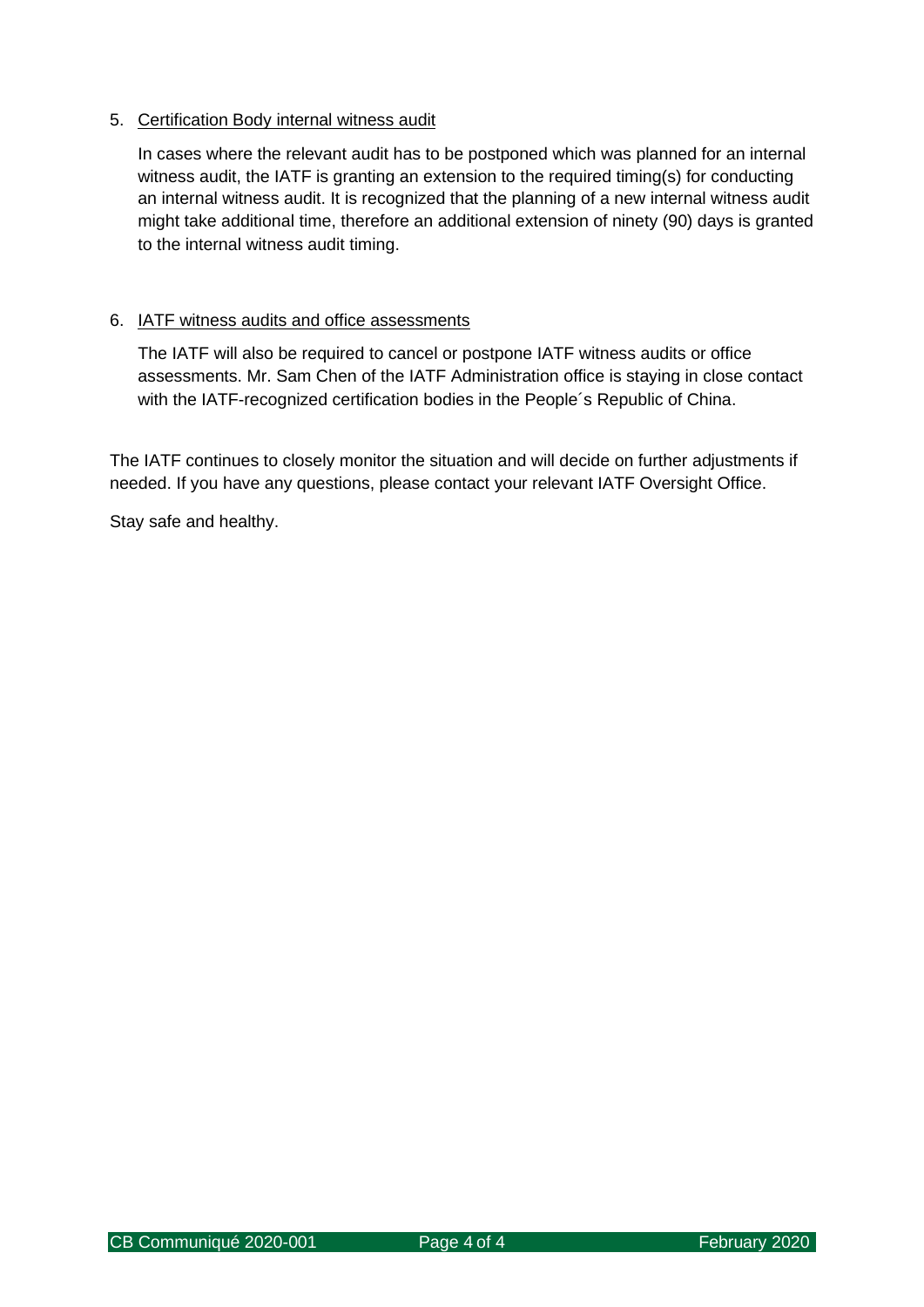5. <u>Certification Body internal witness audit</u>

   In cases where the relevant audit has to be postponed which was planned for an internal witness audit, the IATF is granting an extension to the required timing(s) for conducting an internal witness audit. It is recognized that the planning of a new internal witness audit might take additional time, therefore an additional extension of ninety (90) days is granted to the internal witness audit timing.

6. <u>IATF witness audits and office assessments</u>

   The IATF will also be required to cancel or postpone IATF witness audits or office assessments. Mr. Sam Chen of the IATF Administration office is staying in close contact with the IATF-recognized certification bodies in the People´s Republic of China.

The IATF continues to closely monitor the situation and will decide on further adjustments if needed. If you have any questions, please contact your relevant IATF Oversight Office.

Stay safe and healthy.